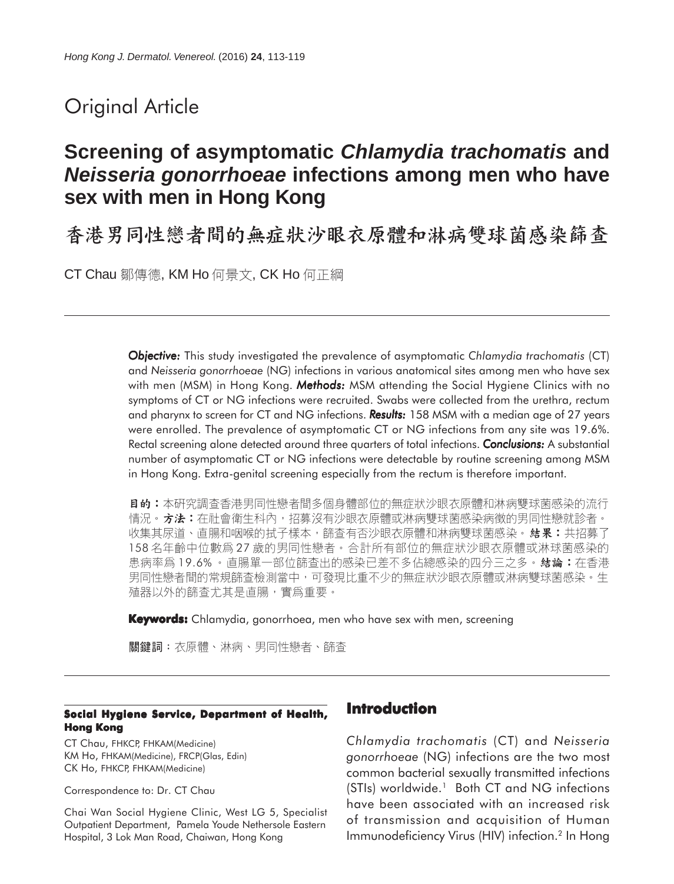Original Article

# Screening of asymptomatic *Chlamydia trachomatis* and *Neisseria gonorrhoeae* infections among men who have sex with men in Hong Kong

# 香港男同性戀者間的無症狀沙眼衣原體和淋病雙球菌感染篩查

CT Chau 鄒傳德, KM Ho 何景文, CK Ho 何正綱

***Objective:*** This study investigated the prevalence of asymptomatic *Chlamydia trachomatis* (CT) and *Neisseria gonorrhoeae* (NG) infections in various anatomical sites among men who have sex with men (MSM) in Hong Kong. ***Methods:*** MSM attending the Social Hygiene Clinics with no symptoms of CT or NG infections were recruited. Swabs were collected from the urethra, rectum and pharynx to screen for CT and NG infections. ***Results:*** 158 MSM with a median age of 27 years were enrolled. The prevalence of asymptomatic CT or NG infections from any site was 19.6%. Rectal screening alone detected around three quarters of total infections. ***Conclusions:*** A substantial number of asymptomatic CT or NG infections were detectable by routine screening among MSM in Hong Kong. Extra-genital screening especially from the rectum is therefore important.

**目的：**本研究調查香港男同性戀者間多個身體部位的無症狀沙眼衣原體和淋病雙球菌感染的流行情況。**方法：**在社會衛生科內，招募沒有沙眼衣原體或淋病雙球菌感染病徵的男同性戀就診者。收集其尿道、直腸和咽喉的拭子樣本，篩查有否沙眼衣原體和淋病雙球菌感染。**結果：**共招募了158名年齡中位數為27歲的男同性戀者。合計所有部位的無症狀沙眼衣原體或淋球菌感染的患病率為19.6%。直腸單一部位篩查出的感染已差不多佔總感染的四分三之多。**結論：**在香港男同性戀者間的常規篩查檢測當中，可發現比重不少的無症狀沙眼衣原體或淋病雙球菌感染。生殖器以外的篩查尤其是直腸，實為重要。

**Keywords:** Chlamydia, gonorrhoea, men who have sex with men, screening

**關鍵詞**：衣原體、淋病、男同性戀者、篩查

**Social Hygiene Service, Department of Health, Hong Kong**

CT Chau, FHKCP, FHKAM(Medicine)
KM Ho, FHKAM(Medicine), FRCP(Glas, Edin)
CK Ho, FHKCP, FHKAM(Medicine)

Correspondence to: Dr. CT Chau

Chai Wan Social Hygiene Clinic, West LG 5, Specialist Outpatient Department, Pamela Youde Nethersole Eastern Hospital, 3 Lok Man Road, Chaiwan, Hong Kong

## Introduction

*Chlamydia trachomatis* (CT) and *Neisseria gonorrhoeae* (NG) infections are the two most common bacterial sexually transmitted infections (STIs) worldwide.[1] Both CT and NG infections have been associated with an increased risk of transmission and acquisition of Human Immunodeficiency Virus (HIV) infection.[2] In Hong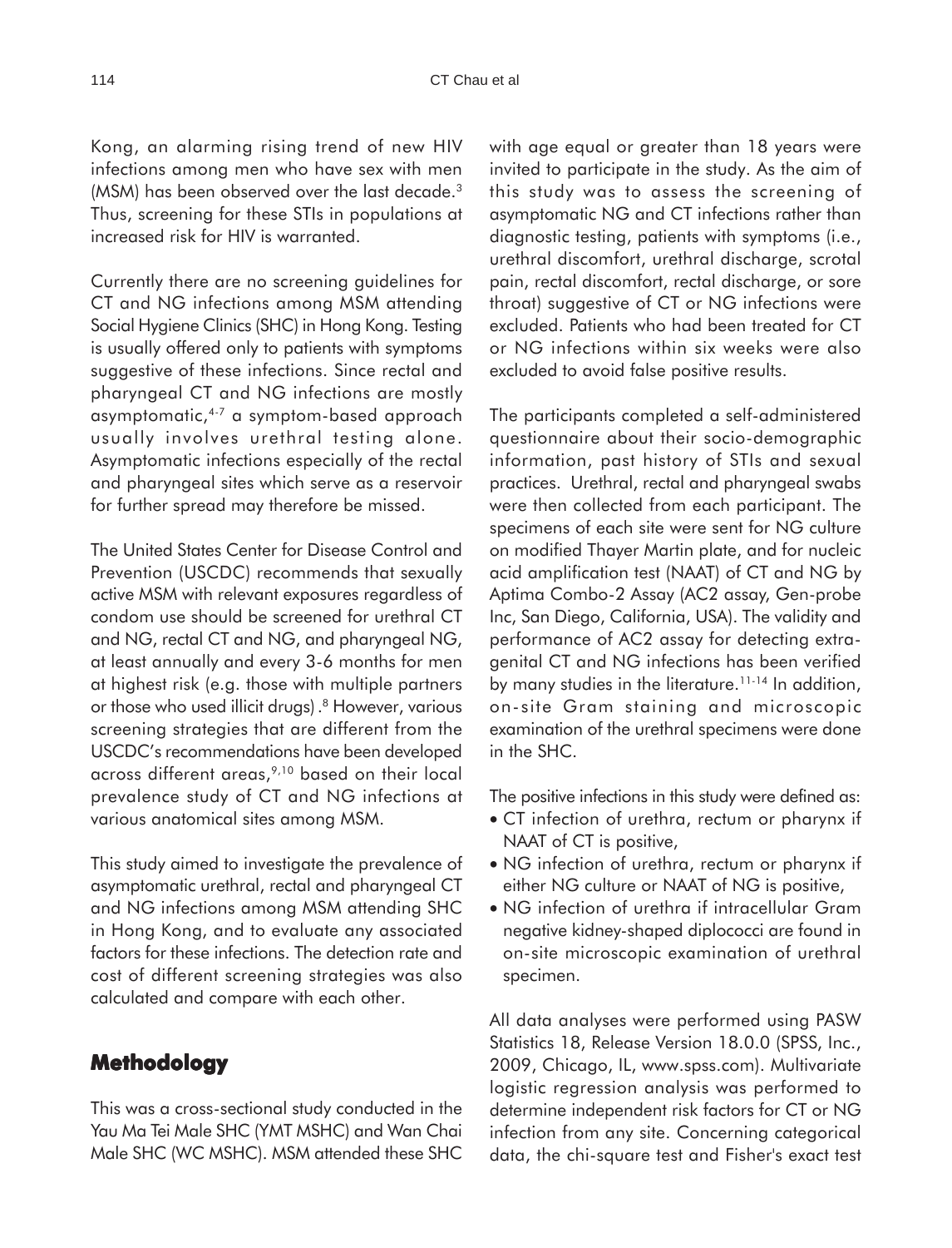Kong, an alarming rising trend of new HIV infections among men who have sex with men (MSM) has been observed over the last decade.[3] Thus, screening for these STIs in populations at increased risk for HIV is warranted.

Currently there are no screening guidelines for CT and NG infections among MSM attending Social Hygiene Clinics (SHC) in Hong Kong. Testing is usually offered only to patients with symptoms suggestive of these infections. Since rectal and pharyngeal CT and NG infections are mostly asymptomatic,[4-7] a symptom-based approach usually involves urethral testing alone. Asymptomatic infections especially of the rectal and pharyngeal sites which serve as a reservoir for further spread may therefore be missed.

The United States Center for Disease Control and Prevention (USCDC) recommends that sexually active MSM with relevant exposures regardless of condom use should be screened for urethral CT and NG, rectal CT and NG, and pharyngeal NG, at least annually and every 3-6 months for men at highest risk (e.g. those with multiple partners or those who used illicit drugs).[8] However, various screening strategies that are different from the USCDC's recommendations have been developed across different areas,[9,10] based on their local prevalence study of CT and NG infections at various anatomical sites among MSM.

This study aimed to investigate the prevalence of asymptomatic urethral, rectal and pharyngeal CT and NG infections among MSM attending SHC in Hong Kong, and to evaluate any associated factors for these infections. The detection rate and cost of different screening strategies was also calculated and compare with each other.

## Methodology

This was a cross-sectional study conducted in the Yau Ma Tei Male SHC (YMT MSHC) and Wan Chai Male SHC (WC MSHC). MSM attended these SHC with age equal or greater than 18 years were invited to participate in the study. As the aim of this study was to assess the screening of asymptomatic NG and CT infections rather than diagnostic testing, patients with symptoms (i.e., urethral discomfort, urethral discharge, scrotal pain, rectal discomfort, rectal discharge, or sore throat) suggestive of CT or NG infections were excluded. Patients who had been treated for CT or NG infections within six weeks were also excluded to avoid false positive results.

The participants completed a self-administered questionnaire about their socio-demographic information, past history of STIs and sexual practices. Urethral, rectal and pharyngeal swabs were then collected from each participant. The specimens of each site were sent for NG culture on modified Thayer Martin plate, and for nucleic acid amplification test (NAAT) of CT and NG by Aptima Combo-2 Assay (AC2 assay, Gen-probe Inc, San Diego, California, USA). The validity and performance of AC2 assay for detecting extra-genital CT and NG infections has been verified by many studies in the literature.[11-14] In addition, on-site Gram staining and microscopic examination of the urethral specimens were done in the SHC.

The positive infections in this study were defined as:

- CT infection of urethra, rectum or pharynx if NAAT of CT is positive,
- NG infection of urethra, rectum or pharynx if either NG culture or NAAT of NG is positive,
- NG infection of urethra if intracellular Gram negative kidney-shaped diplococci are found in on-site microscopic examination of urethral specimen.

All data analyses were performed using PASW Statistics 18, Release Version 18.0.0 (SPSS, Inc., 2009, Chicago, IL, www.spss.com). Multivariate logistic regression analysis was performed to determine independent risk factors for CT or NG infection from any site. Concerning categorical data, the chi-square test and Fisher's exact test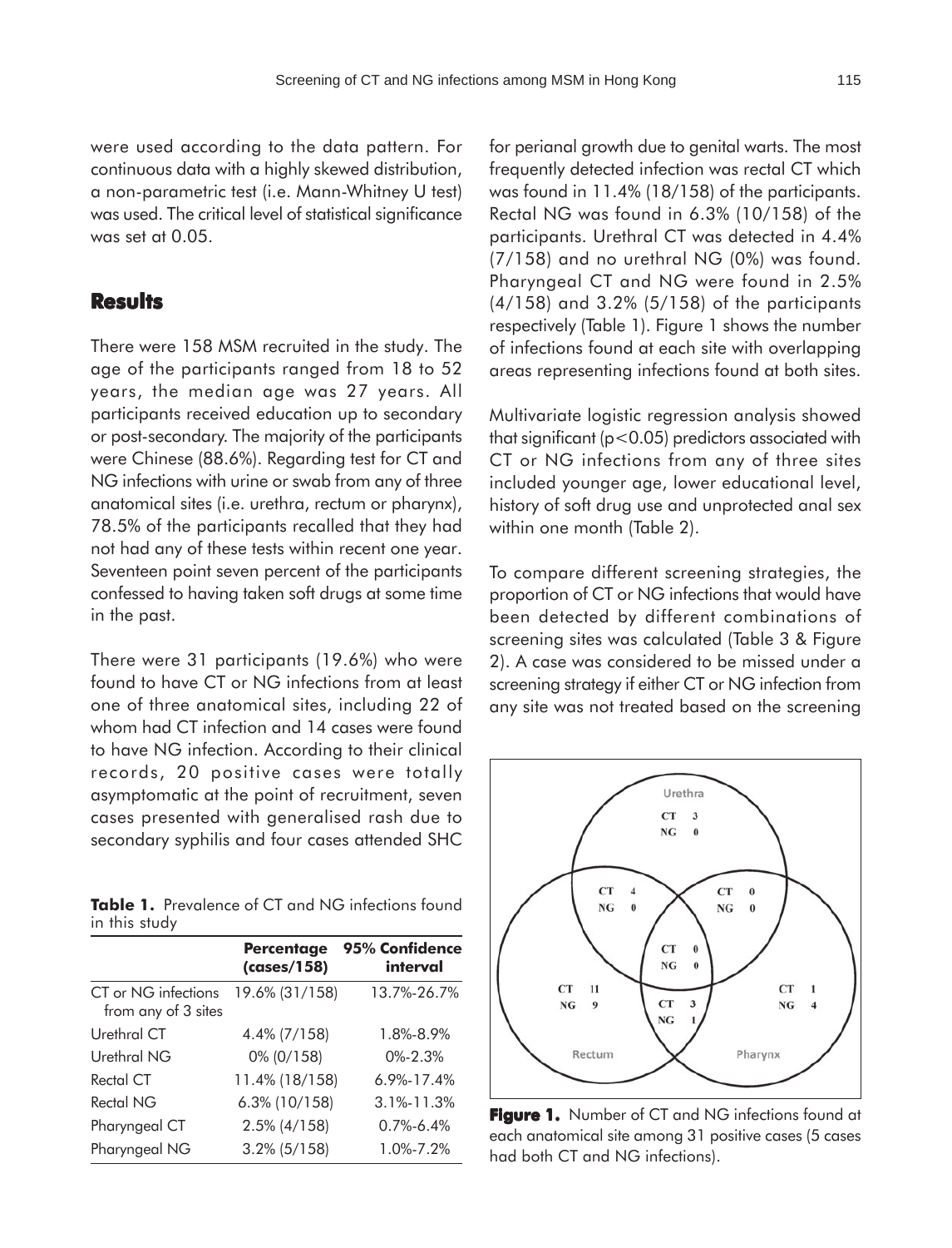were used according to the data pattern. For continuous data with a highly skewed distribution, a non-parametric test (i.e. Mann-Whitney U test) was used. The critical level of statistical significance was set at 0.05.

## Results

There were 158 MSM recruited in the study. The age of the participants ranged from 18 to 52 years, the median age was 27 years. All participants received education up to secondary or post-secondary. The majority of the participants were Chinese (88.6%). Regarding test for CT and NG infections with urine or swab from any of three anatomical sites (i.e. urethra, rectum or pharynx), 78.5% of the participants recalled that they had not had any of these tests within recent one year. Seventeen point seven percent of the participants confessed to having taken soft drugs at some time in the past.

There were 31 participants (19.6%) who were found to have CT or NG infections from at least one of three anatomical sites, including 22 of whom had CT infection and 14 cases were found to have NG infection. According to their clinical records, 20 positive cases were totally asymptomatic at the point of recruitment, seven cases presented with generalised rash due to secondary syphilis and four cases attended SHC for perianal growth due to genital warts. The most frequently detected infection was rectal CT which was found in 11.4% (18/158) of the participants. Rectal NG was found in 6.3% (10/158) of the participants. Urethral CT was detected in 4.4% (7/158) and no urethral NG (0%) was found. Pharyngeal CT and NG were found in 2.5% (4/158) and 3.2% (5/158) of the participants respectively (Table 1). Figure 1 shows the number of infections found at each site with overlapping areas representing infections found at both sites.

**Table 1.** Prevalence of CT and NG infections found in this study

| | Percentage (cases/158) | 95% Confidence interval |
|---|---|---|
| CT or NG infections from any of 3 sites | 19.6% (31/158) | 13.7%-26.7% |
| Urethral CT | 4.4% (7/158) | 1.8%-8.9% |
| Urethral NG | 0% (0/158) | 0%-2.3% |
| Rectal CT | 11.4% (18/158) | 6.9%-17.4% |
| Rectal NG | 6.3% (10/158) | 3.1%-11.3% |
| Pharyngeal CT | 2.5% (4/158) | 0.7%-6.4% |
| Pharyngeal NG | 3.2% (5/158) | 1.0%-7.2% |

Multivariate logistic regression analysis showed that significant ($p<0.05$) predictors associated with CT or NG infections from any of three sites included younger age, lower educational level, history of soft drug use and unprotected anal sex within one month (Table 2).

To compare different screening strategies, the proportion of CT or NG infections that would have been detected by different combinations of screening sites was calculated (Table 3 & Figure 2). A case was considered to be missed under a screening strategy if either CT or NG infection from any site was not treated based on the screening

Urethra: CT 3, NG 0
Urethra & Rectum: CT 4, NG 0
Urethra & Pharynx: CT 0, NG 0
Urethra & Rectum & Pharynx: CT 0, NG 0
Rectum: CT 11, NG 9
Rectum & Pharynx: CT 3, NG 1
Pharynx: CT 1, NG 4

**Figure 1.** Number of CT and NG infections found at each anatomical site among 31 positive cases (5 cases had both CT and NG infections).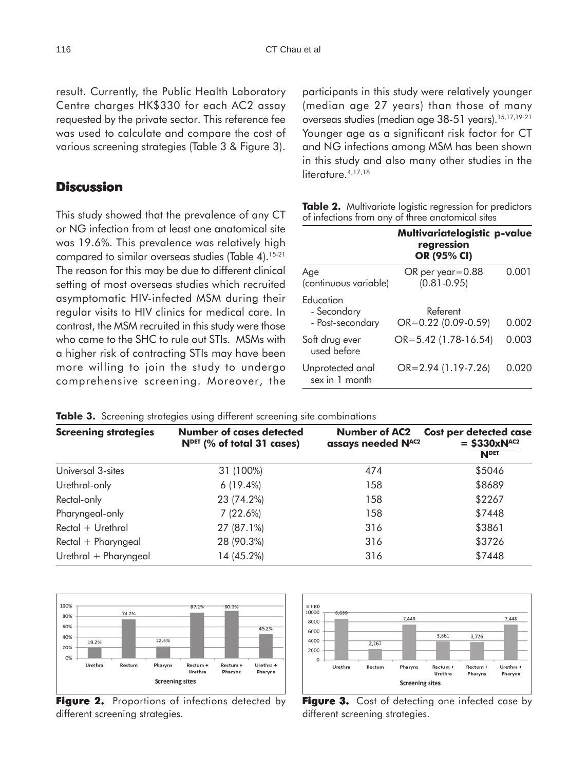result. Currently, the Public Health Laboratory Centre charges HK$330 for each AC2 assay requested by the private sector. This reference fee was used to calculate and compare the cost of various screening strategies (Table 3 & Figure 3).

## Discussion

This study showed that the prevalence of any CT or NG infection from at least one anatomical site was 19.6%. This prevalence was relatively high compared to similar overseas studies (Table 4).[15-21] The reason for this may be due to different clinical setting of most overseas studies which recruited asymptomatic HIV-infected MSM during their regular visits to HIV clinics for medical care. In contrast, the MSM recruited in this study were those who came to the SHC to rule out STIs. MSMs with a higher risk of contracting STIs may have been more willing to join the study to undergo comprehensive screening. Moreover, the participants in this study were relatively younger (median age 27 years) than those of many overseas studies (median age 38-51 years).[15,17,19-21] Younger age as a significant risk factor for CT and NG infections among MSM has been shown in this study and also many other studies in the literature.[4,17,18]

**Table 2.** Multivariate logistic regression for predictors of infections from any of three anatomical sites

| | Multivariatelogistic regression OR (95% CI) | p-value |
|---|---|---|
| Age (continuous variable) | OR per year=0.88 (0.81-0.95) | 0.001 |
| Education | | |
| - Secondary | Referent | |
| - Post-secondary | OR=0.22 (0.09-0.59) | 0.002 |
| Soft drug ever used before | OR=5.42 (1.78-16.54) | 0.003 |
| Unprotected anal sex in 1 month | OR=2.94 (1.19-7.26) | 0.020 |

**Table 3.** Screening strategies using different screening site combinations

| Screening strategies | Number of cases detected $N^{DET}$ (% of total 31 cases) | Number of AC2 assays needed $N^{AC2}$ | Cost per detected case $= \frac{\$330 \times N^{AC2}}{N^{DET}}$ |
|---|---|---|---|
| Universal 3-sites | 31 (100%) | 474 | $5046 |
| Urethral-only | 6 (19.4%) | 158 | $8689 |
| Rectal-only | 23 (74.2%) | 158 | $2267 |
| Pharyngeal-only | 7 (22.6%) | 158 | $7448 |
| Rectal + Urethral | 27 (87.1%) | 316 | $3861 |
| Rectal + Pharyngeal | 28 (90.3%) | 316 | $3726 |
| Urethral + Pharyngeal | 14 (45.2%) | 316 | $7448 |

**Figure 2.** Proportions of infections detected by different screening strategies.

**Figure 3.** Cost of detecting one infected case by different screening strategies.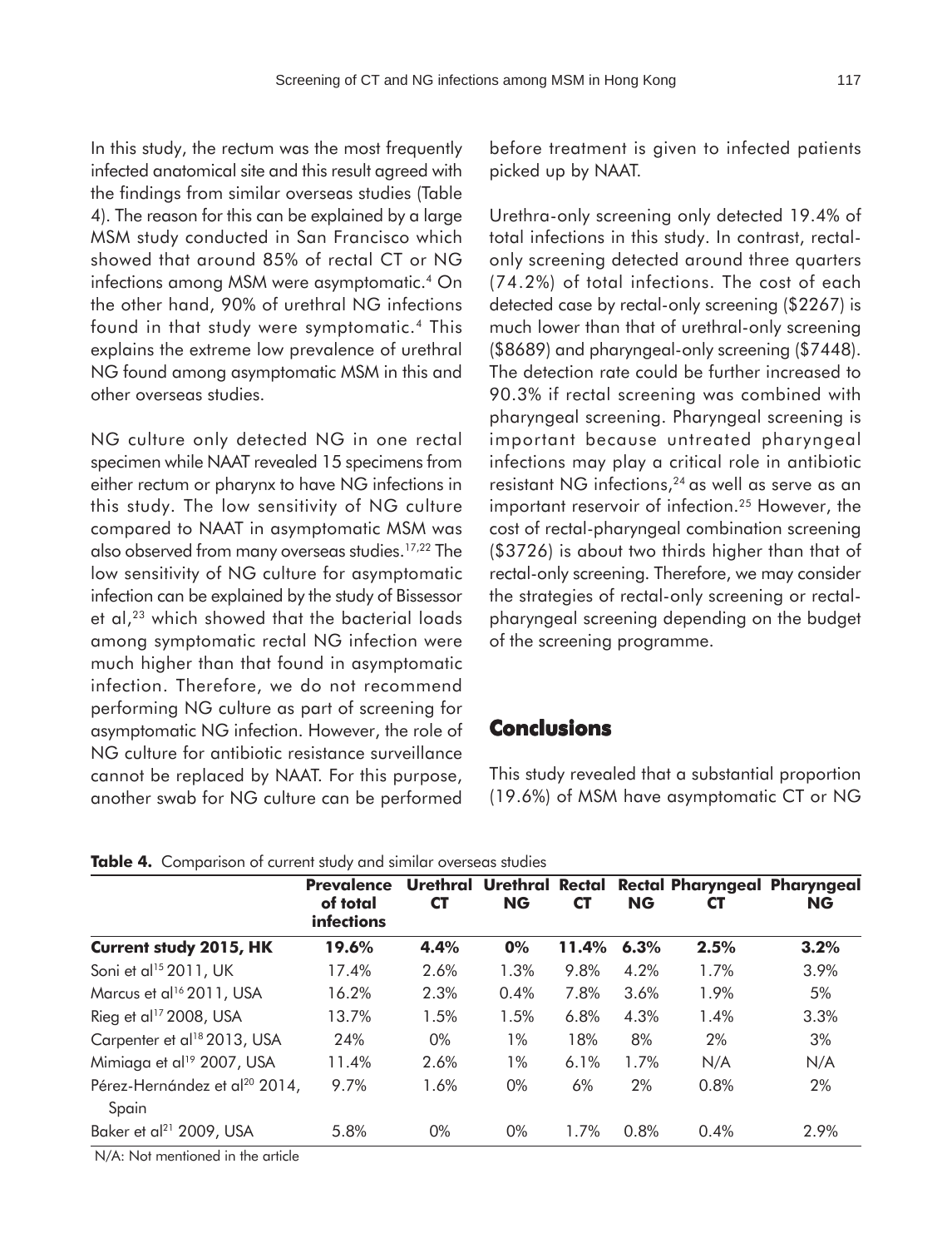In this study, the rectum was the most frequently infected anatomical site and this result agreed with the findings from similar overseas studies (Table 4). The reason for this can be explained by a large MSM study conducted in San Francisco which showed that around 85% of rectal CT or NG infections among MSM were asymptomatic.[4] On the other hand, 90% of urethral NG infections found in that study were symptomatic.[4] This explains the extreme low prevalence of urethral NG found among asymptomatic MSM in this and other overseas studies.

NG culture only detected NG in one rectal specimen while NAAT revealed 15 specimens from either rectum or pharynx to have NG infections in this study. The low sensitivity of NG culture compared to NAAT in asymptomatic MSM was also observed from many overseas studies.[17,22] The low sensitivity of NG culture for asymptomatic infection can be explained by the study of Bissessor et al,[23] which showed that the bacterial loads among symptomatic rectal NG infection were much higher than that found in asymptomatic infection. Therefore, we do not recommend performing NG culture as part of screening for asymptomatic NG infection. However, the role of NG culture for antibiotic resistance surveillance cannot be replaced by NAAT. For this purpose, another swab for NG culture can be performed before treatment is given to infected patients picked up by NAAT.

Urethra-only screening only detected 19.4% of total infections in this study. In contrast, rectal-only screening detected around three quarters (74.2%) of total infections. The cost of each detected case by rectal-only screening ($2267) is much lower than that of urethral-only screening ($8689) and pharyngeal-only screening ($7448). The detection rate could be further increased to 90.3% if rectal screening was combined with pharyngeal screening. Pharyngeal screening is important because untreated pharyngeal infections may play a critical role in antibiotic resistant NG infections,[24] as well as serve as an important reservoir of infection.[25] However, the cost of rectal-pharyngeal combination screening ($3726) is about two thirds higher than that of rectal-only screening. Therefore, we may consider the strategies of rectal-only screening or rectal-pharyngeal screening depending on the budget of the screening programme.

## Conclusions

This study revealed that a substantial proportion (19.6%) of MSM have asymptomatic CT or NG

**Table 4.** Comparison of current study and similar overseas studies

| | Prevalence of total infections | Urethral CT | Urethral NG | Rectal CT | Rectal NG | Pharyngeal CT | Pharyngeal NG |
|---|---|---|---|---|---|---|---|
| **Current study 2015, HK** | **19.6%** | **4.4%** | **0%** | **11.4%** | **6.3%** | **2.5%** | **3.2%** |
| Soni et al[15] 2011, UK | 17.4% | 2.6% | 1.3% | 9.8% | 4.2% | 1.7% | 3.9% |
| Marcus et al[16] 2011, USA | 16.2% | 2.3% | 0.4% | 7.8% | 3.6% | 1.9% | 5% |
| Rieg et al[17] 2008, USA | 13.7% | 1.5% | 1.5% | 6.8% | 4.3% | 1.4% | 3.3% |
| Carpenter et al[18] 2013, USA | 24% | 0% | 1% | 18% | 8% | 2% | 3% |
| Mimiaga et al[19] 2007, USA | 11.4% | 2.6% | 1% | 6.1% | 1.7% | N/A | N/A |
| Pérez-Hernández et al[20] 2014, Spain | 9.7% | 1.6% | 0% | 6% | 2% | 0.8% | 2% |
| Baker et al[21] 2009, USA | 5.8% | 0% | 0% | 1.7% | 0.8% | 0.4% | 2.9% |

N/A: Not mentioned in the article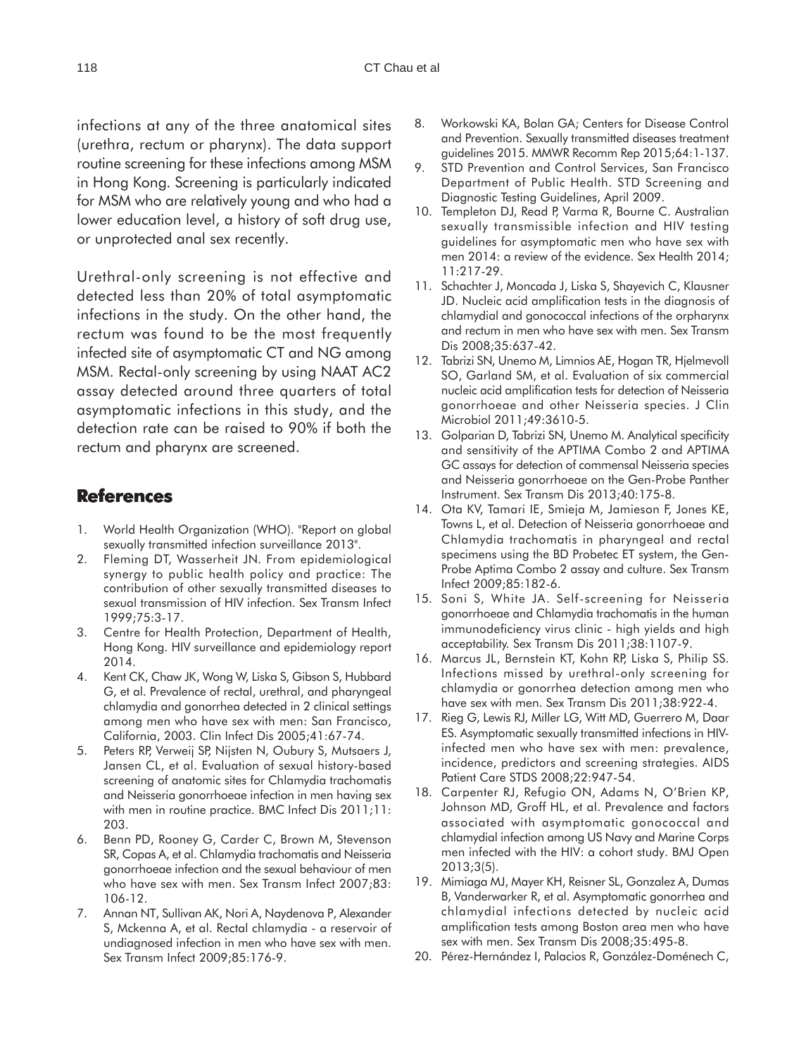infections at any of the three anatomical sites (urethra, rectum or pharynx). The data support routine screening for these infections among MSM in Hong Kong. Screening is particularly indicated for MSM who are relatively young and who had a lower education level, a history of soft drug use, or unprotected anal sex recently.

Urethral-only screening is not effective and detected less than 20% of total asymptomatic infections in the study. On the other hand, the rectum was found to be the most frequently infected site of asymptomatic CT and NG among MSM. Rectal-only screening by using NAAT AC2 assay detected around three quarters of total asymptomatic infections in this study, and the detection rate can be raised to 90% if both the rectum and pharynx are screened.

## References

1. World Health Organization (WHO). "Report on global sexually transmitted infection surveillance 2013".
2. Fleming DT, Wasserheit JN. From epidemiological synergy to public health policy and practice: The contribution of other sexually transmitted diseases to sexual transmission of HIV infection. Sex Transm Infect 1999;75:3-17.
3. Centre for Health Protection, Department of Health, Hong Kong. HIV surveillance and epidemiology report 2014.
4. Kent CK, Chaw JK, Wong W, Liska S, Gibson S, Hubbard G, et al. Prevalence of rectal, urethral, and pharyngeal chlamydia and gonorrhea detected in 2 clinical settings among men who have sex with men: San Francisco, California, 2003. Clin Infect Dis 2005;41:67-74.
5. Peters RP, Verweij SP, Nijsten N, Oubury S, Mutsaers J, Jansen CL, et al. Evaluation of sexual history-based screening of anatomic sites for Chlamydia trachomatis and Neisseria gonorrhoeae infection in men having sex with men in routine practice. BMC Infect Dis 2011;11: 203.
6. Benn PD, Rooney G, Carder C, Brown M, Stevenson SR, Copas A, et al. Chlamydia trachomatis and Neisseria gonorrhoeae infection and the sexual behaviour of men who have sex with men. Sex Transm Infect 2007;83: 106-12.
7. Annan NT, Sullivan AK, Nori A, Naydenova P, Alexander S, Mckenna A, et al. Rectal chlamydia - a reservoir of undiagnosed infection in men who have sex with men. Sex Transm Infect 2009;85:176-9.
8. Workowski KA, Bolan GA; Centers for Disease Control and Prevention. Sexually transmitted diseases treatment guidelines 2015. MMWR Recomm Rep 2015;64:1-137.
9. STD Prevention and Control Services, San Francisco Department of Public Health. STD Screening and Diagnostic Testing Guidelines, April 2009.
10. Templeton DJ, Read P, Varma R, Bourne C. Australian sexually transmissible infection and HIV testing guidelines for asymptomatic men who have sex with men 2014: a review of the evidence. Sex Health 2014; 11:217-29.
11. Schachter J, Moncada J, Liska S, Shayevich C, Klausner JD. Nucleic acid amplification tests in the diagnosis of chlamydial and gonococcal infections of the orpharynx and rectum in men who have sex with men. Sex Transm Dis 2008;35:637-42.
12. Tabrizi SN, Unemo M, Limnios AE, Hogan TR, Hjelmevoll SO, Garland SM, et al. Evaluation of six commercial nucleic acid amplification tests for detection of Neisseria gonorrhoeae and other Neisseria species. J Clin Microbiol 2011;49:3610-5.
13. Golparian D, Tabrizi SN, Unemo M. Analytical specificity and sensitivity of the APTIMA Combo 2 and APTIMA GC assays for detection of commensal Neisseria species and Neisseria gonorrhoeae on the Gen-Probe Panther Instrument. Sex Transm Dis 2013;40:175-8.
14. Ota KV, Tamari IE, Smieja M, Jamieson F, Jones KE, Towns L, et al. Detection of Neisseria gonorrhoeae and Chlamydia trachomatis in pharyngeal and rectal specimens using the BD Probetec ET system, the Gen-Probe Aptima Combo 2 assay and culture. Sex Transm Infect 2009;85:182-6.
15. Soni S, White JA. Self-screening for Neisseria gonorrhoeae and Chlamydia trachomatis in the human immunodeficiency virus clinic - high yields and high acceptability. Sex Transm Dis 2011;38:1107-9.
16. Marcus JL, Bernstein KT, Kohn RP, Liska S, Philip SS. Infections missed by urethral-only screening for chlamydia or gonorrhea detection among men who have sex with men. Sex Transm Dis 2011;38:922-4.
17. Rieg G, Lewis RJ, Miller LG, Witt MD, Guerrero M, Daar ES. Asymptomatic sexually transmitted infections in HIV-infected men who have sex with men: prevalence, incidence, predictors and screening strategies. AIDS Patient Care STDS 2008;22:947-54.
18. Carpenter RJ, Refugio ON, Adams N, O'Brien KP, Johnson MD, Groff HL, et al. Prevalence and factors associated with asymptomatic gonococcal and chlamydial infection among US Navy and Marine Corps men infected with the HIV: a cohort study. BMJ Open 2013;3(5).
19. Mimiaga MJ, Mayer KH, Reisner SL, Gonzalez A, Dumas B, Vanderwarker R, et al. Asymptomatic gonorrhea and chlamydial infections detected by nucleic acid amplification tests among Boston area men who have sex with men. Sex Transm Dis 2008;35:495-8.
20. Pérez-Hernández I, Palacios R, González-Doménech C,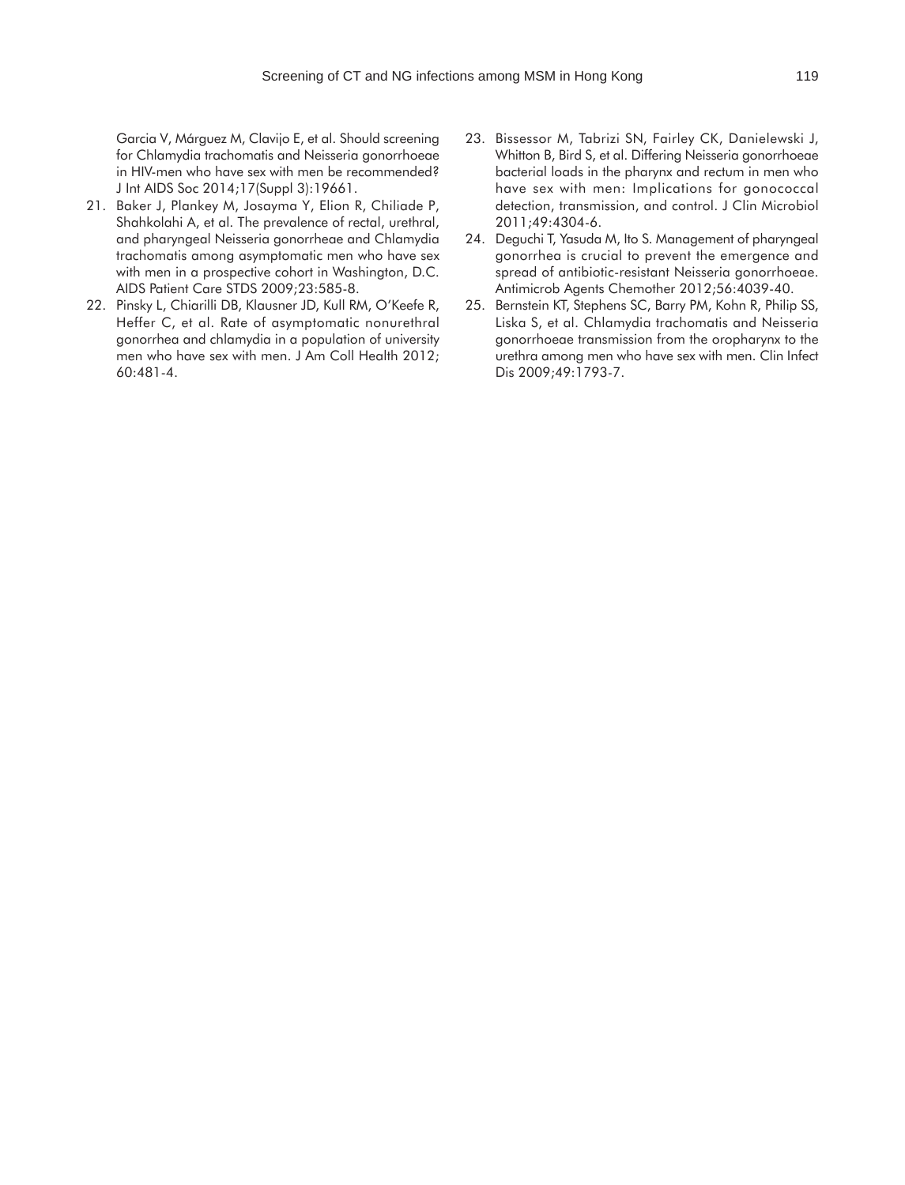Garcia V, Márguez M, Clavijo E, et al. Should screening for Chlamydia trachomatis and Neisseria gonorrhoeae in HIV-men who have sex with men be recommended? J Int AIDS Soc 2014;17(Suppl 3):19661.

21. Baker J, Plankey M, Josayma Y, Elion R, Chiliade P, Shahkolahi A, et al. The prevalence of rectal, urethral, and pharyngeal Neisseria gonorrheae and Chlamydia trachomatis among asymptomatic men who have sex with men in a prospective cohort in Washington, D.C. AIDS Patient Care STDS 2009;23:585-8.
22. Pinsky L, Chiarilli DB, Klausner JD, Kull RM, O'Keefe R, Heffer C, et al. Rate of asymptomatic nonurethral gonorrhea and chlamydia in a population of university men who have sex with men. J Am Coll Health 2012; 60:481-4.
23. Bissessor M, Tabrizi SN, Fairley CK, Danielewski J, Whitton B, Bird S, et al. Differing Neisseria gonorrhoeae bacterial loads in the pharynx and rectum in men who have sex with men: Implications for gonococcal detection, transmission, and control. J Clin Microbiol 2011;49:4304-6.
24. Deguchi T, Yasuda M, Ito S. Management of pharyngeal gonorrhea is crucial to prevent the emergence and spread of antibiotic-resistant Neisseria gonorrhoeae. Antimicrob Agents Chemother 2012;56:4039-40.
25. Bernstein KT, Stephens SC, Barry PM, Kohn R, Philip SS, Liska S, et al. Chlamydia trachomatis and Neisseria gonorrhoeae transmission from the oropharynx to the urethra among men who have sex with men. Clin Infect Dis 2009;49:1793-7.